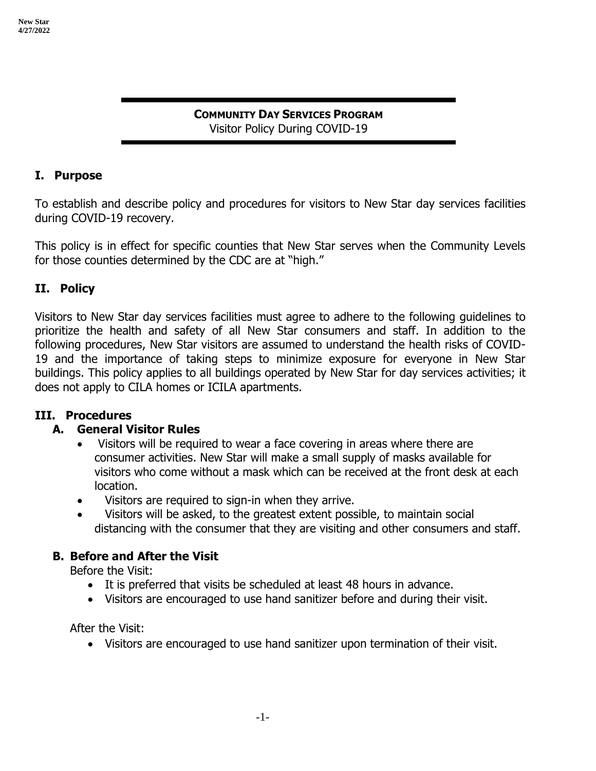# COMMUNITY DAY SERVICES PROGRAM

Visitor Policy During COVID-19

## I. Purpose

To establish and describe policy and procedures for visitors to New Star day services facilities during COVID-19 recovery.

This policy is in effect for specific counties that New Star serves when the Community Levels for those counties determined by the CDC are at "high."

## II. Policy

Visitors to New Star day services facilities must agree to adhere to the following guidelines to prioritize the health and safety of all New Star consumers and staff. In addition to the following procedures, New Star visitors are assumed to understand the health risks of COVID-19 and the importance of taking steps to minimize exposure for everyone in New Star buildings. This policy applies to all buildings operated by New Star for day services activities; it does not apply to CILA homes or ICILA apartments.

## III. Procedures

### A. General Visitor Rules

- Visitors will be required to wear a face covering in areas where there are consumer activities. New Star will make a small supply of masks available for visitors who come without a mask which can be received at the front desk at each location.
- Visitors are required to sign-in when they arrive.
- Visitors will be asked, to the greatest extent possible, to maintain social distancing with the consumer that they are visiting and other consumers and staff.

### B. Before and After the Visit

Before the Visit:

- It is preferred that visits be scheduled at least 48 hours in advance.
- Visitors are encouraged to use hand sanitizer before and during their visit.

After the Visit:

- Visitors are encouraged to use hand sanitizer upon termination of their visit.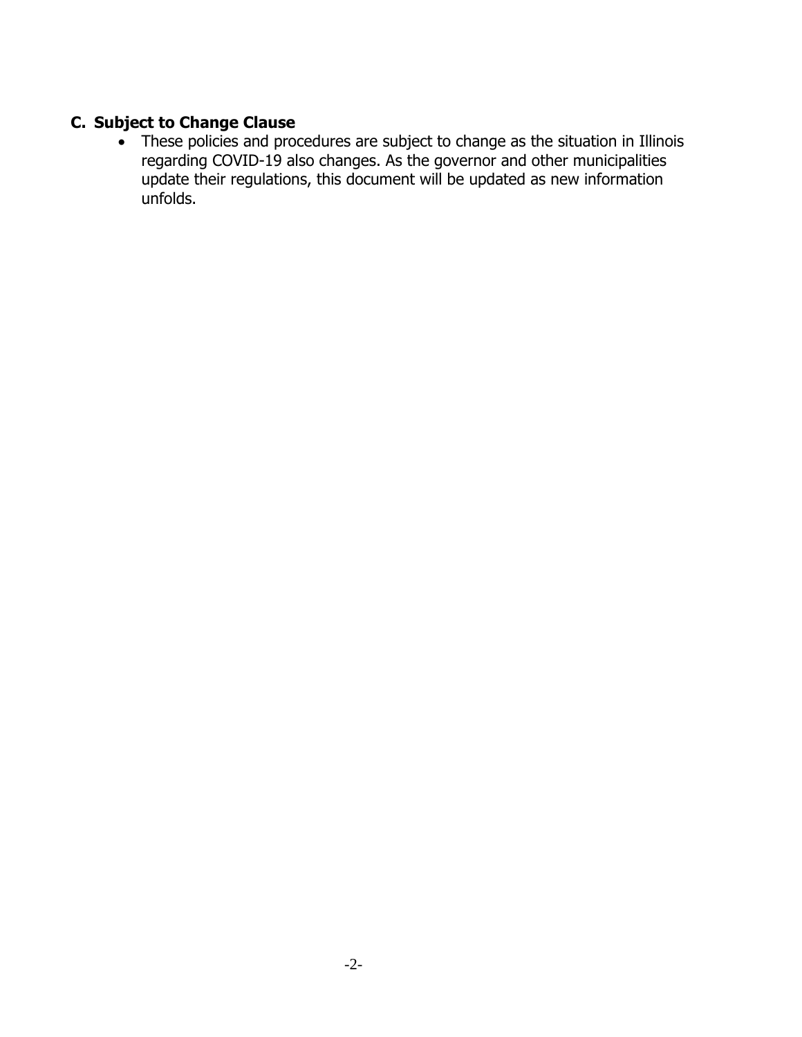## C. Subject to Change Clause

- These policies and procedures are subject to change as the situation in Illinois regarding COVID-19 also changes. As the governor and other municipalities update their regulations, this document will be updated as new information unfolds.